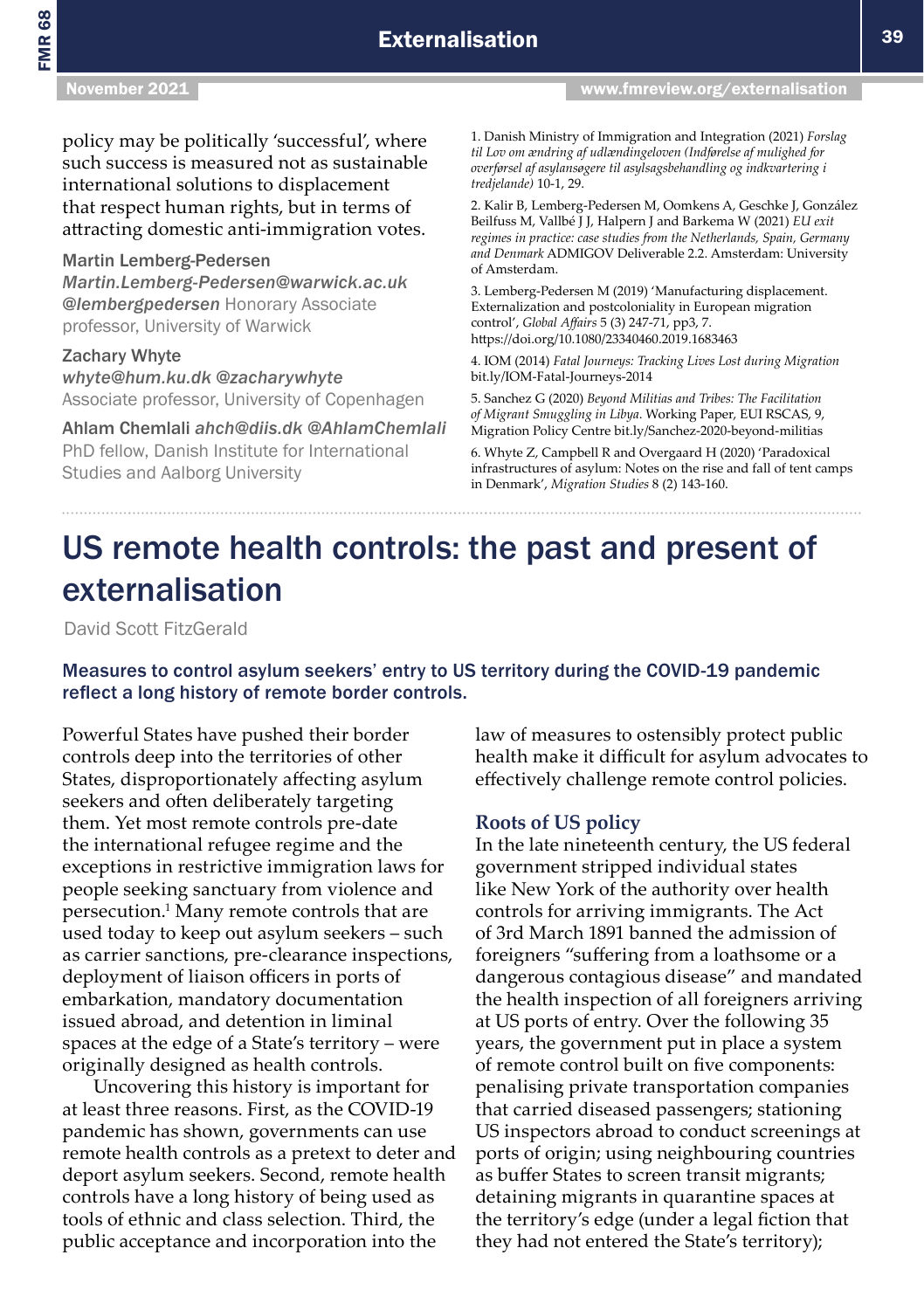policy may be politically 'successful', where such success is measured not as sustainable international solutions to displacement that respect human rights, but in terms of attracting domestic anti-immigration votes.

Martin Lemberg-Pedersen
*Martin.Lemberg-Pedersen@warwick.ac.uk*
*@lembergpedersen* Honorary Associate professor, University of Warwick

Zachary Whyte
*whyte@hum.ku.dk @zacharywhyte*
Associate professor, University of Copenhagen

Ahlam Chemlali *ahch@diis.dk @AhlamChemlali*
PhD fellow, Danish Institute for International Studies and Aalborg University

1. Danish Ministry of Immigration and Integration (2021) *Forslag til Lov om ændring af udlændingeloven (Indførelse af mulighed for overførsel af asylansøgere til asylsagsbehandling og indkvartering i tredjelande)* 10-1, 29.

2. Kalir B, Lemberg-Pedersen M, Oomkens A, Geschke J, González Beilfuss M, Vallbé J J, Halpern J and Barkema W (2021) *EU exit regimes in practice: case studies from the Netherlands, Spain, Germany and Denmark* ADMIGOV Deliverable 2.2. Amsterdam: University of Amsterdam.

3. Lemberg-Pedersen M (2019) 'Manufacturing displacement. Externalization and postcoloniality in European migration control', *Global Affairs* 5 (3) 247-71, pp3, 7. https://doi.org/10.1080/23340460.2019.1683463

4. IOM (2014) *Fatal Journeys: Tracking Lives Lost during Migration* bit.ly/IOM-Fatal-Journeys-2014

5. Sanchez G (2020) *Beyond Militias and Tribes: The Facilitation of Migrant Smuggling in Libya*. Working Paper, EUI RSCAS, 9, Migration Policy Centre bit.ly/Sanchez-2020-beyond-militias

6. Whyte Z, Campbell R and Overgaard H (2020) 'Paradoxical infrastructures of asylum: Notes on the rise and fall of tent camps in Denmark', *Migration Studies* 8 (2) 143-160.

# US remote health controls: the past and present of externalisation

David Scott FitzGerald

**Measures to control asylum seekers' entry to US territory during the COVID-19 pandemic reflect a long history of remote border controls.**

Powerful States have pushed their border controls deep into the territories of other States, disproportionately affecting asylum seekers and often deliberately targeting them. Yet most remote controls pre-date the international refugee regime and the exceptions in restrictive immigration laws for people seeking sanctuary from violence and persecution.[1] Many remote controls that are used today to keep out asylum seekers – such as carrier sanctions, pre-clearance inspections, deployment of liaison officers in ports of embarkation, mandatory documentation issued abroad, and detention in liminal spaces at the edge of a State's territory – were originally designed as health controls.

Uncovering this history is important for at least three reasons. First, as the COVID-19 pandemic has shown, governments can use remote health controls as a pretext to deter and deport asylum seekers. Second, remote health controls have a long history of being used as tools of ethnic and class selection. Third, the public acceptance and incorporation into the law of measures to ostensibly protect public health make it difficult for asylum advocates to effectively challenge remote control policies.

## Roots of US policy

In the late nineteenth century, the US federal government stripped individual states like New York of the authority over health controls for arriving immigrants. The Act of 3rd March 1891 banned the admission of foreigners "suffering from a loathsome or a dangerous contagious disease" and mandated the health inspection of all foreigners arriving at US ports of entry. Over the following 35 years, the government put in place a system of remote control built on five components: penalising private transportation companies that carried diseased passengers; stationing US inspectors abroad to conduct screenings at ports of origin; using neighbouring countries as buffer States to screen transit migrants; detaining migrants in quarantine spaces at the territory's edge (under a legal fiction that they had not entered the State's territory);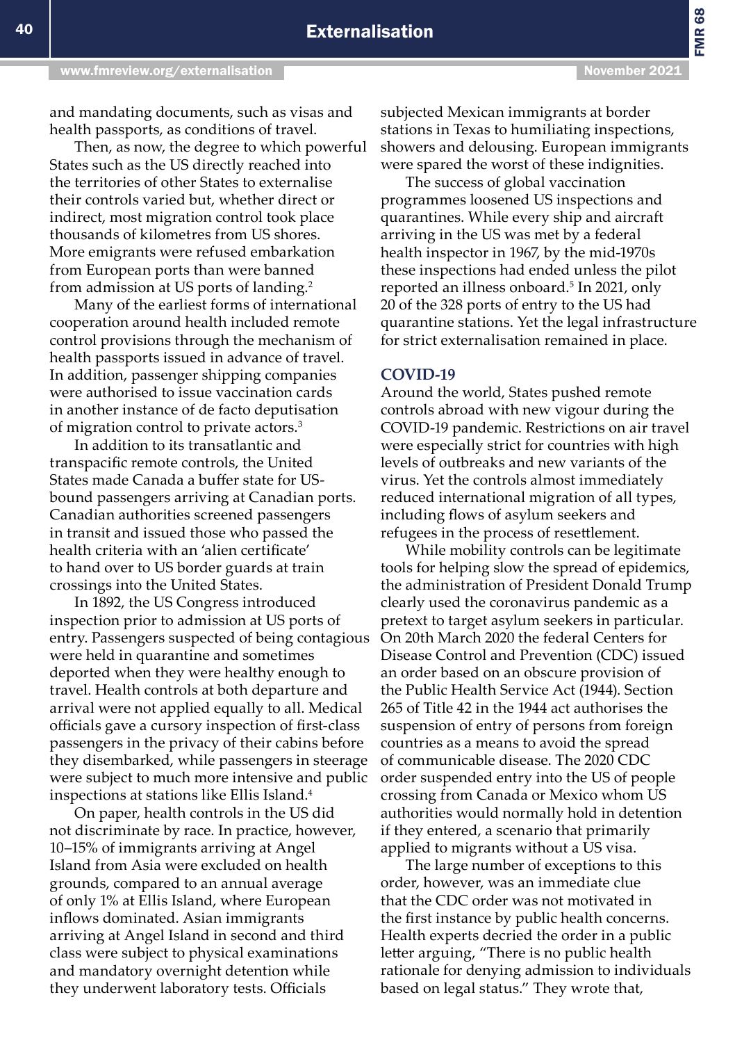and mandating documents, such as visas and health passports, as conditions of travel.

Then, as now, the degree to which powerful States such as the US directly reached into the territories of other States to externalise their controls varied but, whether direct or indirect, most migration control took place thousands of kilometres from US shores. More emigrants were refused embarkation from European ports than were banned from admission at US ports of landing.[2]

Many of the earliest forms of international cooperation around health included remote control provisions through the mechanism of health passports issued in advance of travel. In addition, passenger shipping companies were authorised to issue vaccination cards in another instance of de facto deputisation of migration control to private actors.[3]

In addition to its transatlantic and transpacific remote controls, the United States made Canada a buffer state for US-bound passengers arriving at Canadian ports. Canadian authorities screened passengers in transit and issued those who passed the health criteria with an 'alien certificate' to hand over to US border guards at train crossings into the United States.

In 1892, the US Congress introduced inspection prior to admission at US ports of entry. Passengers suspected of being contagious were held in quarantine and sometimes deported when they were healthy enough to travel. Health controls at both departure and arrival were not applied equally to all. Medical officials gave a cursory inspection of first-class passengers in the privacy of their cabins before they disembarked, while passengers in steerage were subject to much more intensive and public inspections at stations like Ellis Island.[4]

On paper, health controls in the US did not discriminate by race. In practice, however, 10–15% of immigrants arriving at Angel Island from Asia were excluded on health grounds, compared to an annual average of only 1% at Ellis Island, where European inflows dominated. Asian immigrants arriving at Angel Island in second and third class were subject to physical examinations and mandatory overnight detention while they underwent laboratory tests. Officials subjected Mexican immigrants at border stations in Texas to humiliating inspections, showers and delousing. European immigrants were spared the worst of these indignities.

The success of global vaccination programmes loosened US inspections and quarantines. While every ship and aircraft arriving in the US was met by a federal health inspector in 1967, by the mid-1970s these inspections had ended unless the pilot reported an illness onboard.[5] In 2021, only 20 of the 328 ports of entry to the US had quarantine stations. Yet the legal infrastructure for strict externalisation remained in place.

## COVID-19

Around the world, States pushed remote controls abroad with new vigour during the COVID-19 pandemic. Restrictions on air travel were especially strict for countries with high levels of outbreaks and new variants of the virus. Yet the controls almost immediately reduced international migration of all types, including flows of asylum seekers and refugees in the process of resettlement.

While mobility controls can be legitimate tools for helping slow the spread of epidemics, the administration of President Donald Trump clearly used the coronavirus pandemic as a pretext to target asylum seekers in particular. On 20th March 2020 the federal Centers for Disease Control and Prevention (CDC) issued an order based on an obscure provision of the Public Health Service Act (1944). Section 265 of Title 42 in the 1944 act authorises the suspension of entry of persons from foreign countries as a means to avoid the spread of communicable disease. The 2020 CDC order suspended entry into the US of people crossing from Canada or Mexico whom US authorities would normally hold in detention if they entered, a scenario that primarily applied to migrants without a US visa.

The large number of exceptions to this order, however, was an immediate clue that the CDC order was not motivated in the first instance by public health concerns. Health experts decried the order in a public letter arguing, "There is no public health rationale for denying admission to individuals based on legal status." They wrote that,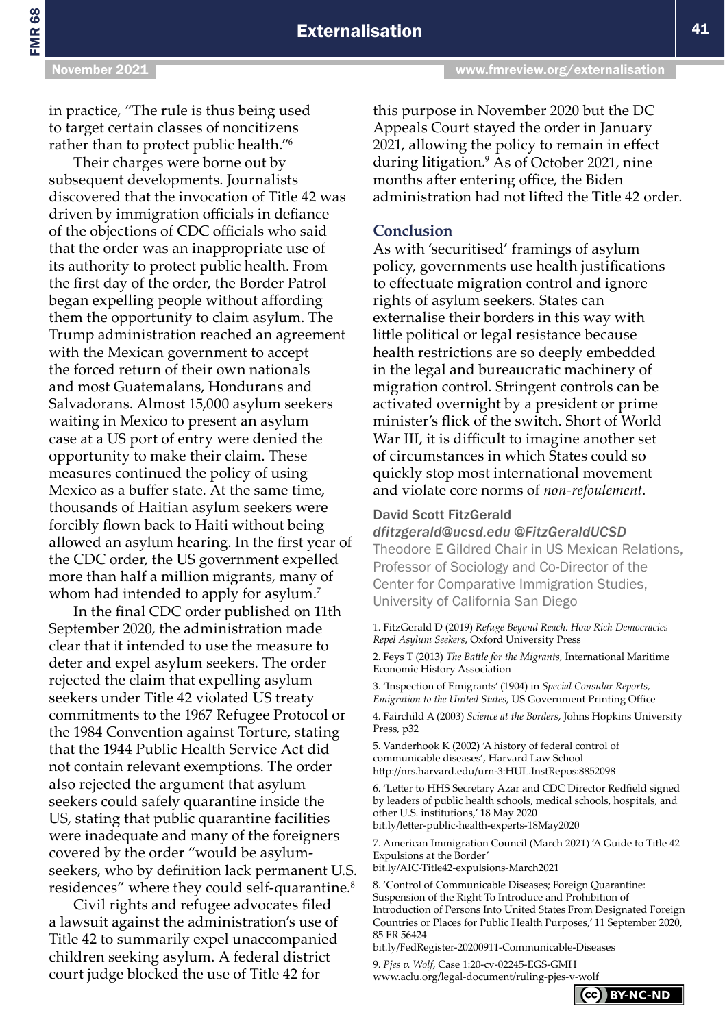in practice, "The rule is thus being used to target certain classes of noncitizens rather than to protect public health."[6]

Their charges were borne out by subsequent developments. Journalists discovered that the invocation of Title 42 was driven by immigration officials in defiance of the objections of CDC officials who said that the order was an inappropriate use of its authority to protect public health. From the first day of the order, the Border Patrol began expelling people without affording them the opportunity to claim asylum. The Trump administration reached an agreement with the Mexican government to accept the forced return of their own nationals and most Guatemalans, Hondurans and Salvadorans. Almost 15,000 asylum seekers waiting in Mexico to present an asylum case at a US port of entry were denied the opportunity to make their claim. These measures continued the policy of using Mexico as a buffer state. At the same time, thousands of Haitian asylum seekers were forcibly flown back to Haiti without being allowed an asylum hearing. In the first year of the CDC order, the US government expelled more than half a million migrants, many of whom had intended to apply for asylum.[7]

In the final CDC order published on 11th September 2020, the administration made clear that it intended to use the measure to deter and expel asylum seekers. The order rejected the claim that expelling asylum seekers under Title 42 violated US treaty commitments to the 1967 Refugee Protocol or the 1984 Convention against Torture, stating that the 1944 Public Health Service Act did not contain relevant exemptions. The order also rejected the argument that asylum seekers could safely quarantine inside the US, stating that public quarantine facilities were inadequate and many of the foreigners covered by the order "would be asylum-seekers, who by definition lack permanent U.S. residences" where they could self-quarantine.[8]

Civil rights and refugee advocates filed a lawsuit against the administration's use of Title 42 to summarily expel unaccompanied children seeking asylum. A federal district court judge blocked the use of Title 42 for this purpose in November 2020 but the DC Appeals Court stayed the order in January 2021, allowing the policy to remain in effect during litigation.[9] As of October 2021, nine months after entering office, the Biden administration had not lifted the Title 42 order.

## Conclusion

As with 'securitised' framings of asylum policy, governments use health justifications to effectuate migration control and ignore rights of asylum seekers. States can externalise their borders in this way with little political or legal resistance because health restrictions are so deeply embedded in the legal and bureaucratic machinery of migration control. Stringent controls can be activated overnight by a president or prime minister's flick of the switch. Short of World War III, it is difficult to imagine another set of circumstances in which States could so quickly stop most international movement and violate core norms of *non-refoulement*.

**David Scott FitzGerald**
*dfitzgerald@ucsd.edu @FitzGeraldUCSD*
Theodore E Gildred Chair in US Mexican Relations, Professor of Sociology and Co-Director of the Center for Comparative Immigration Studies, University of California San Diego

1. FitzGerald D (2019) *Refuge Beyond Reach: How Rich Democracies Repel Asylum Seekers*, Oxford University Press

2. Feys T (2013) *The Battle for the Migrants*, International Maritime Economic History Association

3. 'Inspection of Emigrants' (1904) in *Special Consular Reports, Emigration to the United States*, US Government Printing Office

4. Fairchild A (2003) *Science at the Borders*, Johns Hopkins University Press, p32

5. Vanderhook K (2002) 'A history of federal control of communicable diseases', Harvard Law School http://nrs.harvard.edu/urn-3:HUL.InstRepos:8852098

6. 'Letter to HHS Secretary Azar and CDC Director Redfield signed by leaders of public health schools, medical schools, hospitals, and other U.S. institutions,' 18 May 2020 bit.ly/letter-public-health-experts-18May2020

7. American Immigration Council (March 2021) 'A Guide to Title 42 Expulsions at the Border' bit.ly/AIC-Title42-expulsions-March2021

8. 'Control of Communicable Diseases; Foreign Quarantine: Suspension of the Right To Introduce and Prohibition of Introduction of Persons Into United States From Designated Foreign Countries or Places for Public Health Purposes,' 11 September 2020, 85 FR 56424 bit.ly/FedRegister-20200911-Communicable-Diseases

9. *Pjes v. Wolf*, Case 1:20-cv-02245-EGS-GMH www.aclu.org/legal-document/ruling-pjes-v-wolf